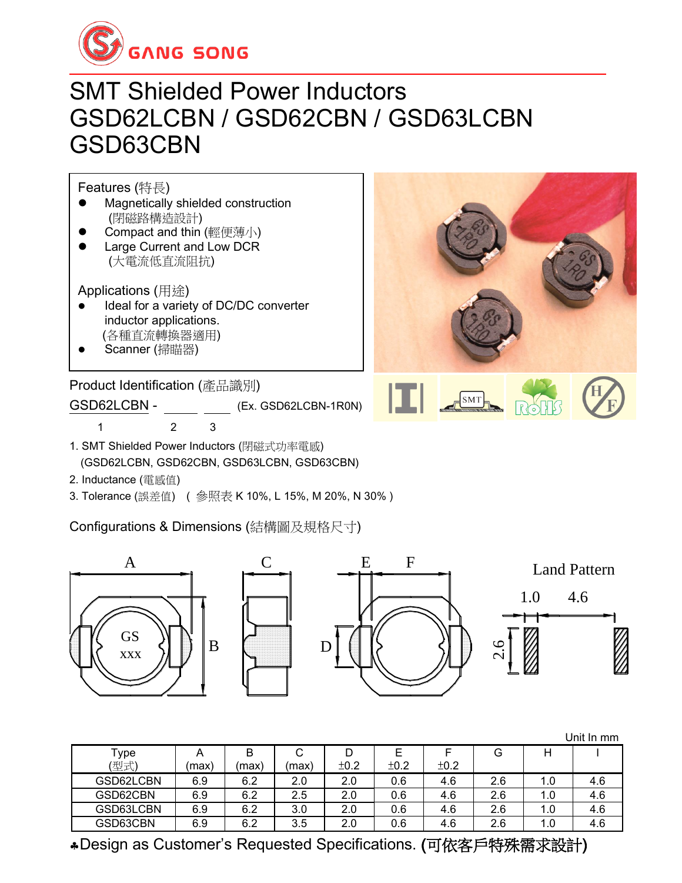# SMT Shielded Power Inductors
# GSD62LCBN / GSD62CBN / GSD63LCBN GSD63CBN

## Features (特長)

- Magnetically shielded construction (閉磁路構造設計)
- Compact and thin (輕便薄小)
- Large Current and Low DCR (大電流低直流阻抗)

## Applications (用途)

- Ideal for a variety of DC/DC converter inductor applications. (各種直流轉換器適用)
- Scanner (掃瞄器)

## Product Identification (產品識別)

GSD62LCBN - ____ ____ (Ex. GSD62LCBN-1R0N)

1 2 3

1. SMT Shielded Power Inductors (閉磁式功率電感) (GSD62LCBN, GSD62CBN, GSD63LCBN, GSD63CBN)
2. Inductance (電感值)
3. Tolerance (誤差值) ( 參照表 K 10%, L 15%, M 20%, N 30% )

## Configurations & Dimensions (結構圖及規格尺寸)

Land Pattern: 1.0, 4.6, 2.6

Unit In mm

| Type (型式) | A (max) | B (max) | C (max) | D ±0.2 | E ±0.2 | F ±0.2 | G | H | I |
|---|---|---|---|---|---|---|---|---|---|
| GSD62LCBN | 6.9 | 6.2 | 2.0 | 2.0 | 0.6 | 4.6 | 2.6 | 1.0 | 4.6 |
| GSD62CBN | 6.9 | 6.2 | 2.5 | 2.0 | 0.6 | 4.6 | 2.6 | 1.0 | 4.6 |
| GSD63LCBN | 6.9 | 6.2 | 3.0 | 2.0 | 0.6 | 4.6 | 2.6 | 1.0 | 4.6 |
| GSD63CBN | 6.9 | 6.2 | 3.5 | 2.0 | 0.6 | 4.6 | 2.6 | 1.0 | 4.6 |

♣Design as Customer's Requested Specifications. (可依客戶特殊需求設計)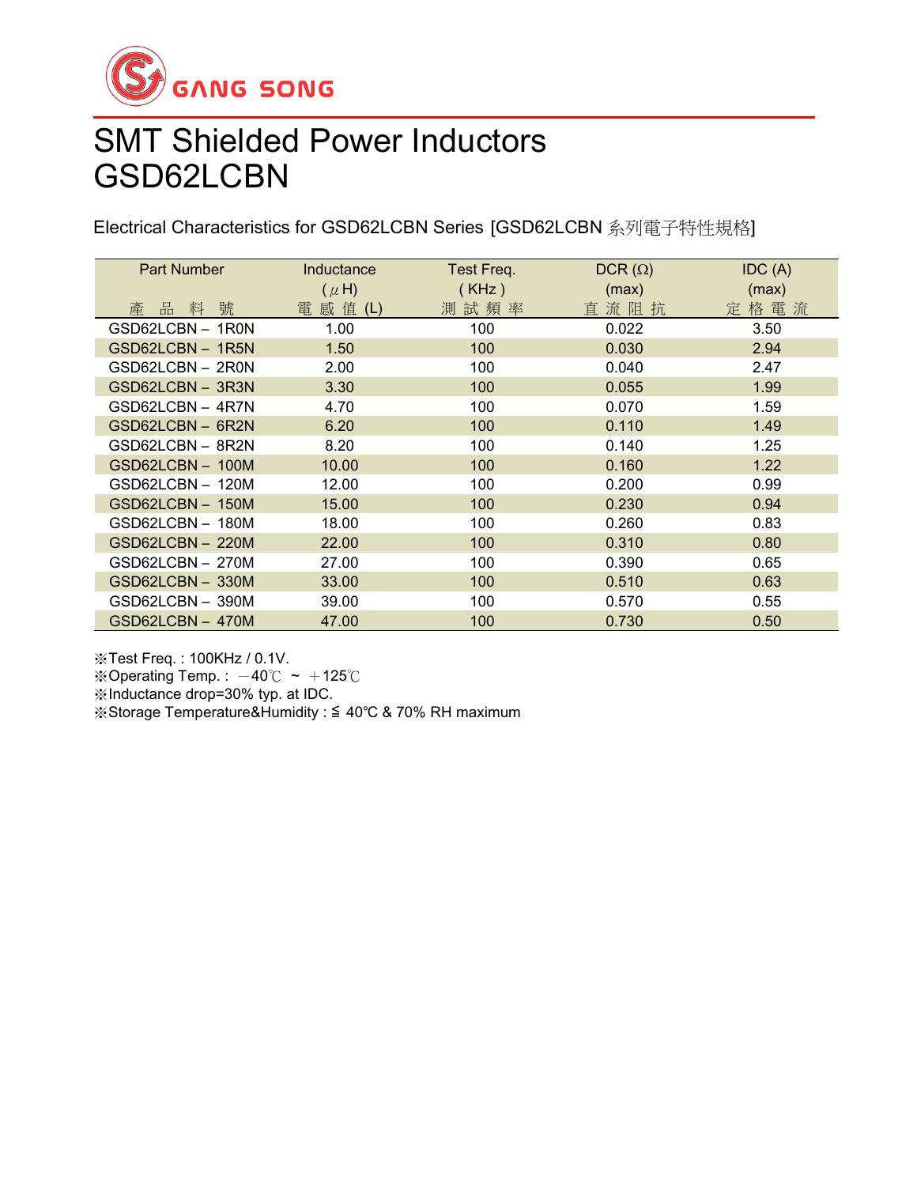GANG SONG

# SMT Shielded Power Inductors
# GSD62LCBN

Electrical Characteristics for GSD62LCBN Series [GSD62LCBN 系列電子特性規格]

| Part Number<br>產 品 料 號 | Inductance<br>( μH)<br>電 感 值 (L) | Test Freq.<br>( KHz )<br>測 試 頻 率 | DCR (Ω)<br>(max)<br>直 流 阻 抗 | IDC (A)<br>(max)<br>定 格 電 流 |
|---|---|---|---|---|
| GSD62LCBN – 1R0N | 1.00 | 100 | 0.022 | 3.50 |
| GSD62LCBN – 1R5N | 1.50 | 100 | 0.030 | 2.94 |
| GSD62LCBN – 2R0N | 2.00 | 100 | 0.040 | 2.47 |
| GSD62LCBN – 3R3N | 3.30 | 100 | 0.055 | 1.99 |
| GSD62LCBN – 4R7N | 4.70 | 100 | 0.070 | 1.59 |
| GSD62LCBN – 6R2N | 6.20 | 100 | 0.110 | 1.49 |
| GSD62LCBN – 8R2N | 8.20 | 100 | 0.140 | 1.25 |
| GSD62LCBN – 100M | 10.00 | 100 | 0.160 | 1.22 |
| GSD62LCBN – 120M | 12.00 | 100 | 0.200 | 0.99 |
| GSD62LCBN – 150M | 15.00 | 100 | 0.230 | 0.94 |
| GSD62LCBN – 180M | 18.00 | 100 | 0.260 | 0.83 |
| GSD62LCBN – 220M | 22.00 | 100 | 0.310 | 0.80 |
| GSD62LCBN – 270M | 27.00 | 100 | 0.390 | 0.65 |
| GSD62LCBN – 330M | 33.00 | 100 | 0.510 | 0.63 |
| GSD62LCBN – 390M | 39.00 | 100 | 0.570 | 0.55 |
| GSD62LCBN – 470M | 47.00 | 100 | 0.730 | 0.50 |

※Test Freq. : 100KHz / 0.1V.
※Operating Temp. : －40℃ ~ ＋125℃
※Inductance drop=30% typ. at IDC.
※Storage Temperature&Humidity : ≦ 40℃ & 70% RH maximum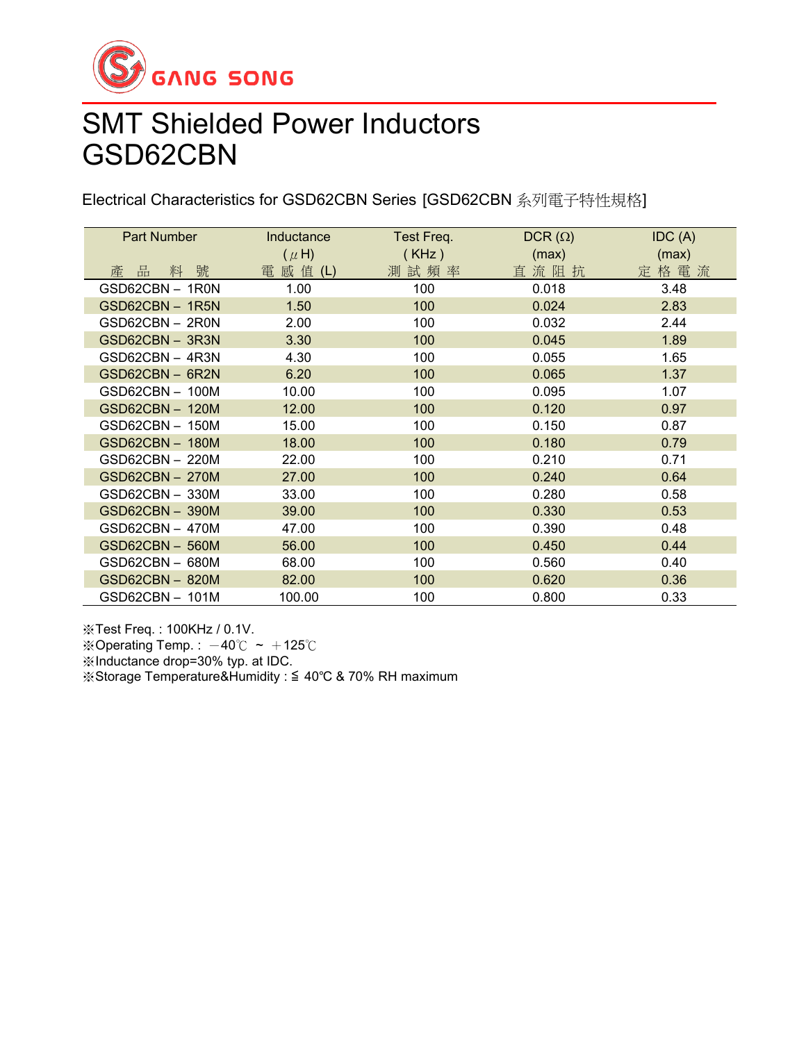GANG SONG

# SMT Shielded Power Inductors
# GSD62CBN

Electrical Characteristics for GSD62CBN Series [GSD62CBN 系列電子特性規格]

| Part Number<br>產 品 料 號 | Inductance<br>( μH)<br>電 感 值 (L) | Test Freq.<br>( KHz )<br>測 試 頻 率 | DCR (Ω)<br>(max)<br>直 流 阻 抗 | IDC (A)<br>(max)<br>定 格 電 流 |
|---|---|---|---|---|
| GSD62CBN－1R0N | 1.00 | 100 | 0.018 | 3.48 |
| GSD62CBN－1R5N | 1.50 | 100 | 0.024 | 2.83 |
| GSD62CBN－2R0N | 2.00 | 100 | 0.032 | 2.44 |
| GSD62CBN－3R3N | 3.30 | 100 | 0.045 | 1.89 |
| GSD62CBN－4R3N | 4.30 | 100 | 0.055 | 1.65 |
| GSD62CBN－6R2N | 6.20 | 100 | 0.065 | 1.37 |
| GSD62CBN－100M | 10.00 | 100 | 0.095 | 1.07 |
| GSD62CBN－120M | 12.00 | 100 | 0.120 | 0.97 |
| GSD62CBN－150M | 15.00 | 100 | 0.150 | 0.87 |
| GSD62CBN－180M | 18.00 | 100 | 0.180 | 0.79 |
| GSD62CBN－220M | 22.00 | 100 | 0.210 | 0.71 |
| GSD62CBN－270M | 27.00 | 100 | 0.240 | 0.64 |
| GSD62CBN－330M | 33.00 | 100 | 0.280 | 0.58 |
| GSD62CBN－390M | 39.00 | 100 | 0.330 | 0.53 |
| GSD62CBN－470M | 47.00 | 100 | 0.390 | 0.48 |
| GSD62CBN－560M | 56.00 | 100 | 0.450 | 0.44 |
| GSD62CBN－680M | 68.00 | 100 | 0.560 | 0.40 |
| GSD62CBN－820M | 82.00 | 100 | 0.620 | 0.36 |
| GSD62CBN－101M | 100.00 | 100 | 0.800 | 0.33 |

※Test Freq. : 100KHz / 0.1V.
※Operating Temp. : －40℃ ~ ＋125℃
※Inductance drop=30% typ. at IDC.
※Storage Temperature&Humidity : ≦ 40℃ & 70% RH maximum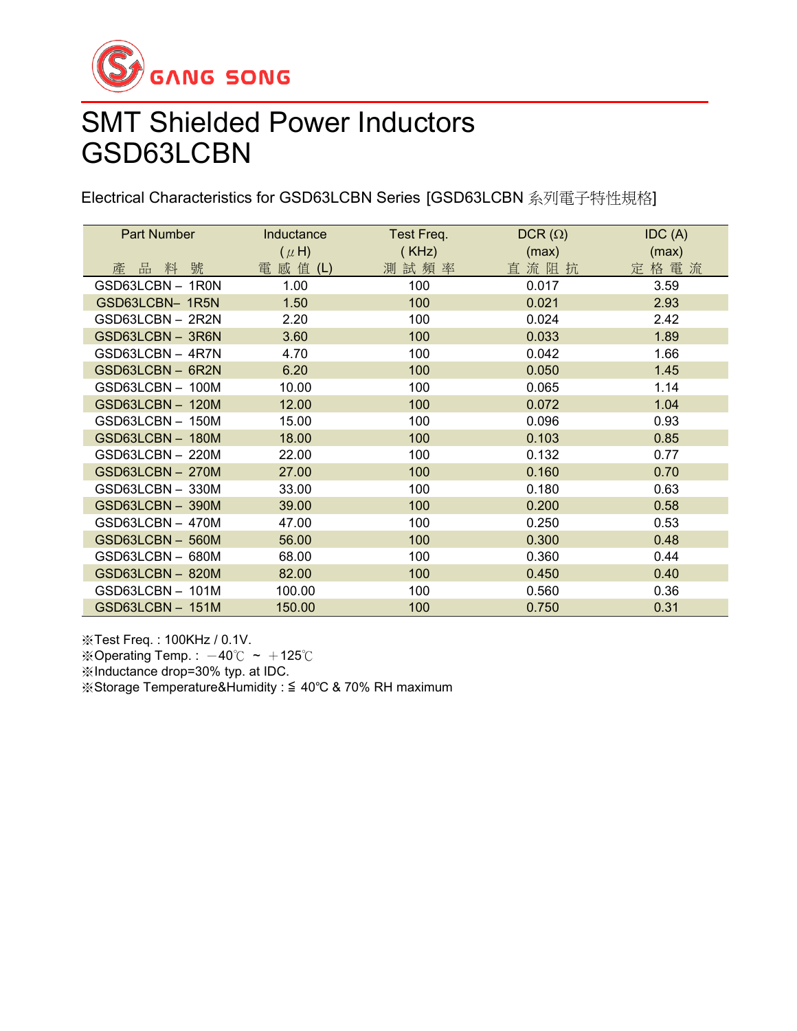GANG SONG

# SMT Shielded Power Inductors GSD63LCBN

Electrical Characteristics for GSD63LCBN Series [GSD63LCBN 系列電子特性規格]

| Part Number<br>產 品 料 號 | Inductance<br>( $\mu$ H)<br>電 感 值 (L) | Test Freq.<br>( KHz)<br>測 試 頻 率 | DCR (Ω)<br>(max)<br>直 流 阻 抗 | IDC (A)<br>(max)<br>定 格 電 流 |
|---|---|---|---|---|
| GSD63LCBN – 1R0N | 1.00 | 100 | 0.017 | 3.59 |
| GSD63LCBN– 1R5N | 1.50 | 100 | 0.021 | 2.93 |
| GSD63LCBN – 2R2N | 2.20 | 100 | 0.024 | 2.42 |
| GSD63LCBN – 3R6N | 3.60 | 100 | 0.033 | 1.89 |
| GSD63LCBN – 4R7N | 4.70 | 100 | 0.042 | 1.66 |
| GSD63LCBN – 6R2N | 6.20 | 100 | 0.050 | 1.45 |
| GSD63LCBN – 100M | 10.00 | 100 | 0.065 | 1.14 |
| GSD63LCBN – 120M | 12.00 | 100 | 0.072 | 1.04 |
| GSD63LCBN – 150M | 15.00 | 100 | 0.096 | 0.93 |
| GSD63LCBN – 180M | 18.00 | 100 | 0.103 | 0.85 |
| GSD63LCBN – 220M | 22.00 | 100 | 0.132 | 0.77 |
| GSD63LCBN – 270M | 27.00 | 100 | 0.160 | 0.70 |
| GSD63LCBN – 330M | 33.00 | 100 | 0.180 | 0.63 |
| GSD63LCBN – 390M | 39.00 | 100 | 0.200 | 0.58 |
| GSD63LCBN – 470M | 47.00 | 100 | 0.250 | 0.53 |
| GSD63LCBN – 560M | 56.00 | 100 | 0.300 | 0.48 |
| GSD63LCBN – 680M | 68.00 | 100 | 0.360 | 0.44 |
| GSD63LCBN – 820M | 82.00 | 100 | 0.450 | 0.40 |
| GSD63LCBN – 101M | 100.00 | 100 | 0.560 | 0.36 |
| GSD63LCBN – 151M | 150.00 | 100 | 0.750 | 0.31 |

※Test Freq. : 100KHz / 0.1V.
※Operating Temp. : －40℃ ~ ＋125℃
※Inductance drop=30% typ. at IDC.
※Storage Temperature&Humidity : ≦ 40℃ & 70% RH maximum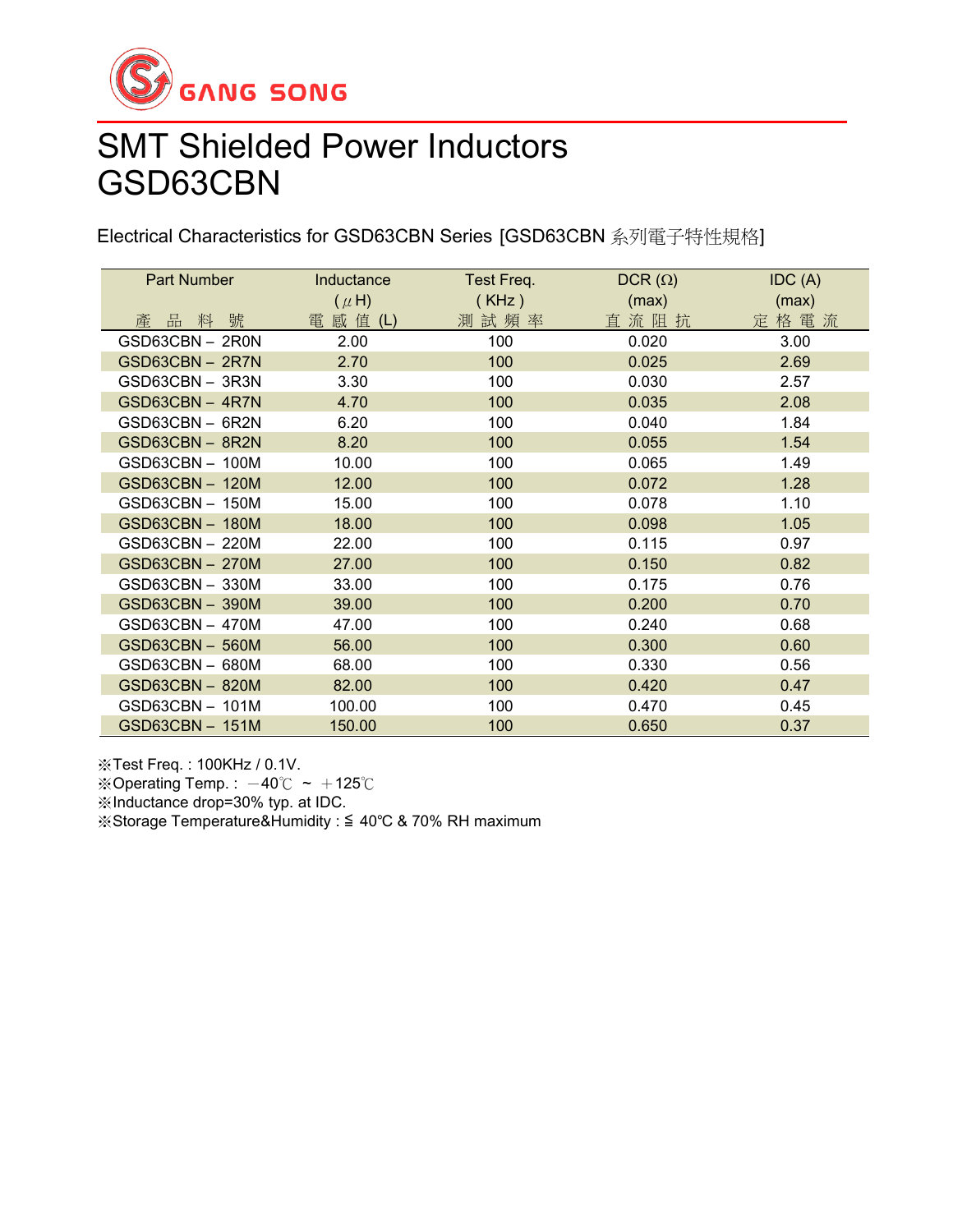GANG SONG

# SMT Shielded Power Inductors GSD63CBN

Electrical Characteristics for GSD63CBN Series [GSD63CBN 系列電子特性規格]

| Part Number 產 品 料 號 | Inductance ( μH) 電 感 值 (L) | Test Freq. ( KHz ) 測 試 頻 率 | DCR (Ω) (max) 直 流 阻 抗 | IDC (A) (max) 定 格 電 流 |
|---|---|---|---|---|
| GSD63CBN－2R0N | 2.00 | 100 | 0.020 | 3.00 |
| GSD63CBN－2R7N | 2.70 | 100 | 0.025 | 2.69 |
| GSD63CBN－3R3N | 3.30 | 100 | 0.030 | 2.57 |
| GSD63CBN－4R7N | 4.70 | 100 | 0.035 | 2.08 |
| GSD63CBN－6R2N | 6.20 | 100 | 0.040 | 1.84 |
| GSD63CBN－8R2N | 8.20 | 100 | 0.055 | 1.54 |
| GSD63CBN－100M | 10.00 | 100 | 0.065 | 1.49 |
| GSD63CBN－120M | 12.00 | 100 | 0.072 | 1.28 |
| GSD63CBN－150M | 15.00 | 100 | 0.078 | 1.10 |
| GSD63CBN－180M | 18.00 | 100 | 0.098 | 1.05 |
| GSD63CBN－220M | 22.00 | 100 | 0.115 | 0.97 |
| GSD63CBN－270M | 27.00 | 100 | 0.150 | 0.82 |
| GSD63CBN－330M | 33.00 | 100 | 0.175 | 0.76 |
| GSD63CBN－390M | 39.00 | 100 | 0.200 | 0.70 |
| GSD63CBN－470M | 47.00 | 100 | 0.240 | 0.68 |
| GSD63CBN－560M | 56.00 | 100 | 0.300 | 0.60 |
| GSD63CBN－680M | 68.00 | 100 | 0.330 | 0.56 |
| GSD63CBN－820M | 82.00 | 100 | 0.420 | 0.47 |
| GSD63CBN－101M | 100.00 | 100 | 0.470 | 0.45 |
| GSD63CBN－151M | 150.00 | 100 | 0.650 | 0.37 |

※Test Freq. : 100KHz / 0.1V.

※Operating Temp. : －40℃ ~ ＋125℃

※Inductance drop=30% typ. at IDC.

※Storage Temperature&Humidity : ≦ 40℃ & 70% RH maximum